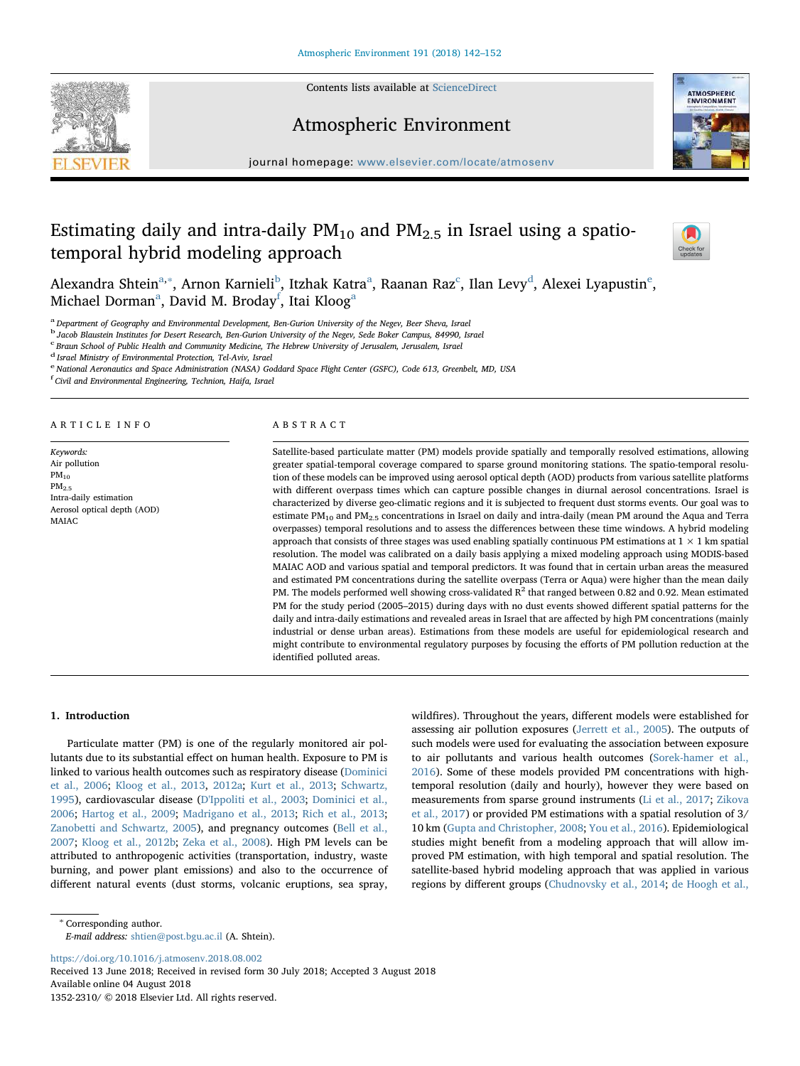# Estimating daily and intra-daily $PM_{10}$ and $PM_{2.5}$ in Israel using a spatio-temporal hybrid modeling approach

Alexandra Shtein[a,*], Arnon Karnieli[b], Itzhak Katra[a], Raanan Raz[c], Ilan Levy[d], Alexei Lyapustin[e], Michael Dorman[a], David M. Broday[f], Itai Kloog[a]

[a] Department of Geography and Environmental Development, Ben-Gurion University of the Negev, Beer Sheva, Israel
[b] Jacob Blaustein Institutes for Desert Research, Ben-Gurion University of the Negev, Sede Boker Campus, 84990, Israel
[c] Braun School of Public Health and Community Medicine, The Hebrew University of Jerusalem, Jerusalem, Israel
[d] Israel Ministry of Environmental Protection, Tel-Aviv, Israel
[e] National Aeronautics and Space Administration (NASA) Goddard Space Flight Center (GSFC), Code 613, Greenbelt, MD, USA
[f] Civil and Environmental Engineering, Technion, Haifa, Israel

## ARTICLE INFO

*Keywords:*
Air pollution
$PM_{10}$
$PM_{2.5}$
Intra-daily estimation
Aerosol optical depth (AOD)
MAIAC

## ABSTRACT

Satellite-based particulate matter (PM) models provide spatially and temporally resolved estimations, allowing greater spatial-temporal coverage compared to sparse ground monitoring stations. The spatio-temporal resolution of these models can be improved using aerosol optical depth (AOD) products from various satellite platforms with different overpass times which can capture possible changes in diurnal aerosol concentrations. Israel is characterized by diverse geo-climatic regions and it is subjected to frequent dust storms events. Our goal was to estimate $PM_{10}$ and $PM_{2.5}$ concentrations in Israel on daily and intra-daily (mean PM around the Aqua and Terra overpasses) temporal resolutions and to assess the differences between these time windows. A hybrid modeling approach that consists of three stages was used enabling spatially continuous PM estimations at 1 × 1 km spatial resolution. The model was calibrated on a daily basis applying a mixed modeling approach using MODIS-based MAIAC AOD and various spatial and temporal predictors. It was found that in certain urban areas the measured and estimated PM concentrations during the satellite overpass (Terra or Aqua) were higher than the mean daily PM. The models performed well showing cross-validated $R^2$ that ranged between 0.82 and 0.92. Mean estimated PM for the study period (2005–2015) during days with no dust events showed different spatial patterns for the daily and intra-daily estimations and revealed areas in Israel that are affected by high PM concentrations (mainly industrial or dense urban areas). Estimations from these models are useful for epidemiological research and might contribute to environmental regulatory purposes by focusing the efforts of PM pollution reduction at the identified polluted areas.

## 1. Introduction

Particulate matter (PM) is one of the regularly monitored air pollutants due to its substantial effect on human health. Exposure to PM is linked to various health outcomes such as respiratory disease (Dominici et al., 2006; Kloog et al., 2013, 2012a; Kurt et al., 2013; Schwartz, 1995), cardiovascular disease (D'Ippoliti et al., 2003; Dominici et al., 2006; Hartog et al., 2009; Madrigano et al., 2013; Rich et al., 2013; Zanobetti and Schwartz, 2005), and pregnancy outcomes (Bell et al., 2007; Kloog et al., 2012b; Zeka et al., 2008). High PM levels can be attributed to anthropogenic activities (transportation, industry, waste burning, and power plant emissions) and also to the occurrence of different natural events (dust storms, volcanic eruptions, sea spray, wildfires). Throughout the years, different models were established for assessing air pollution exposures (Jerrett et al., 2005). The outputs of such models were used for evaluating the association between exposure to air pollutants and various health outcomes (Sorek-hamer et al., 2016). Some of these models provided PM concentrations with high-temporal resolution (daily and hourly), however they were based on measurements from sparse ground instruments (Li et al., 2017; Zikova et al., 2017) or provided PM estimations with a spatial resolution of 3/10 km (Gupta and Christopher, 2008; You et al., 2016). Epidemiological studies might benefit from a modeling approach that will allow improved PM estimation, with high temporal and spatial resolution. The satellite-based hybrid modeling approach that was applied in various regions by different groups (Chudnovsky et al., 2014; de Hoogh et al.,

* Corresponding author.
*E-mail address:* shtien@post.bgu.ac.il (A. Shtein).

https://doi.org/10.1016/j.atmosenv.2018.08.002
Received 13 June 2018; Received in revised form 30 July 2018; Accepted 3 August 2018
Available online 04 August 2018
1352-2310/ © 2018 Elsevier Ltd. All rights reserved.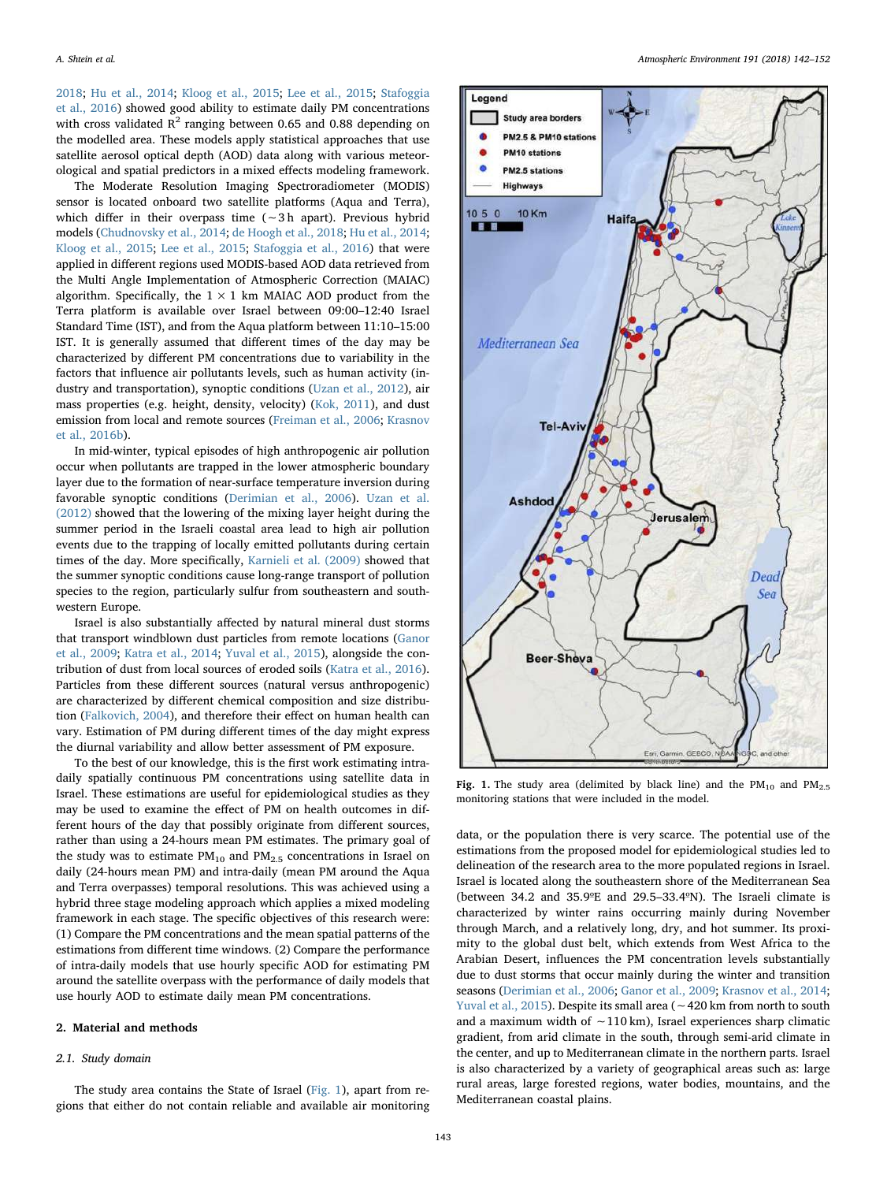2018; Hu et al., 2014; Kloog et al., 2015; Lee et al., 2015; Stafoggia et al., 2016) showed good ability to estimate daily PM concentrations with cross validated $R^2$ ranging between 0.65 and 0.88 depending on the modelled area. These models apply statistical approaches that use satellite aerosol optical depth (AOD) data along with various meteorological and spatial predictors in a mixed effects modeling framework.

The Moderate Resolution Imaging Spectroradiometer (MODIS) sensor is located onboard two satellite platforms (Aqua and Terra), which differ in their overpass time (~3 h apart). Previous hybrid models (Chudnovsky et al., 2014; de Hoogh et al., 2018; Hu et al., 2014; Kloog et al., 2015; Lee et al., 2015; Stafoggia et al., 2016) that were applied in different regions used MODIS-based AOD data retrieved from the Multi Angle Implementation of Atmospheric Correction (MAIAC) algorithm. Specifically, the 1 × 1 km MAIAC AOD product from the Terra platform is available over Israel between 09:00–12:40 Israel Standard Time (IST), and from the Aqua platform between 11:10–15:00 IST. It is generally assumed that different times of the day may be characterized by different PM concentrations due to variability in the factors that influence air pollutants levels, such as human activity (industry and transportation), synoptic conditions (Uzan et al., 2012), air mass properties (e.g. height, density, velocity) (Kok, 2011), and dust emission from local and remote sources (Freiman et al., 2006; Krasnov et al., 2016b).

In mid-winter, typical episodes of high anthropogenic air pollution occur when pollutants are trapped in the lower atmospheric boundary layer due to the formation of near-surface temperature inversion during favorable synoptic conditions (Derimian et al., 2006). Uzan et al. (2012) showed that the lowering of the mixing layer height during the summer period in the Israeli coastal area lead to high air pollution events due to the trapping of locally emitted pollutants during certain times of the day. More specifically, Karnieli et al. (2009) showed that the summer synoptic conditions cause long-range transport of pollution species to the region, particularly sulfur from southeastern and southwestern Europe.

Israel is also substantially affected by natural mineral dust storms that transport windblown dust particles from remote locations (Ganor et al., 2009; Katra et al., 2014; Yuval et al., 2015), alongside the contribution of dust from local sources of eroded soils (Katra et al., 2016). Particles from these different sources (natural versus anthropogenic) are characterized by different chemical composition and size distribution (Falkovich, 2004), and therefore their effect on human health can vary. Estimation of PM during different times of the day might express the diurnal variability and allow better assessment of PM exposure.

To the best of our knowledge, this is the first work estimating intra-daily spatially continuous PM concentrations using satellite data in Israel. These estimations are useful for epidemiological studies as they may be used to examine the effect of PM on health outcomes in different hours of the day that possibly originate from different sources, rather than using a 24-hours mean PM estimates. The primary goal of the study was to estimate $PM_{10}$ and $PM_{2.5}$ concentrations in Israel on daily (24-hours mean PM) and intra-daily (mean PM around the Aqua and Terra overpasses) temporal resolutions. This was achieved using a hybrid three stage modeling approach which applies a mixed modeling framework in each stage. The specific objectives of this research were: (1) Compare the PM concentrations and the mean spatial patterns of the estimations from different time windows. (2) Compare the performance of intra-daily models that use hourly specific AOD for estimating PM around the satellite overpass with the performance of daily models that use hourly AOD to estimate daily mean PM concentrations.

## 2. Material and methods

### 2.1. Study domain

The study area contains the State of Israel (Fig. 1), apart from regions that either do not contain reliable and available air monitoring data, or the population there is very scarce. The potential use of the estimations from the proposed model for epidemiological studies led to delineation of the research area to the more populated regions in Israel. Israel is located along the southeastern shore of the Mediterranean Sea (between 34.2 and 35.9ºE and 29.5–33.4ºN). The Israeli climate is characterized by winter rains occurring mainly during November through March, and a relatively long, dry, and hot summer. Its proximity to the global dust belt, which extends from West Africa to the Arabian Desert, influences the PM concentration levels substantially due to dust storms that occur mainly during the winter and transition seasons (Derimian et al., 2006; Ganor et al., 2009; Krasnov et al., 2014; Yuval et al., 2015). Despite its small area (~420 km from north to south and a maximum width of ~110 km), Israel experiences sharp climatic gradient, from arid climate in the south, through semi-arid climate in the center, and up to Mediterranean climate in the northern parts. Israel is also characterized by a variety of geographical areas such as: large rural areas, large forested regions, water bodies, mountains, and the Mediterranean coastal plains.

Fig. 1. The study area (delimited by black line) and the $PM_{10}$ and $PM_{2.5}$ monitoring stations that were included in the model.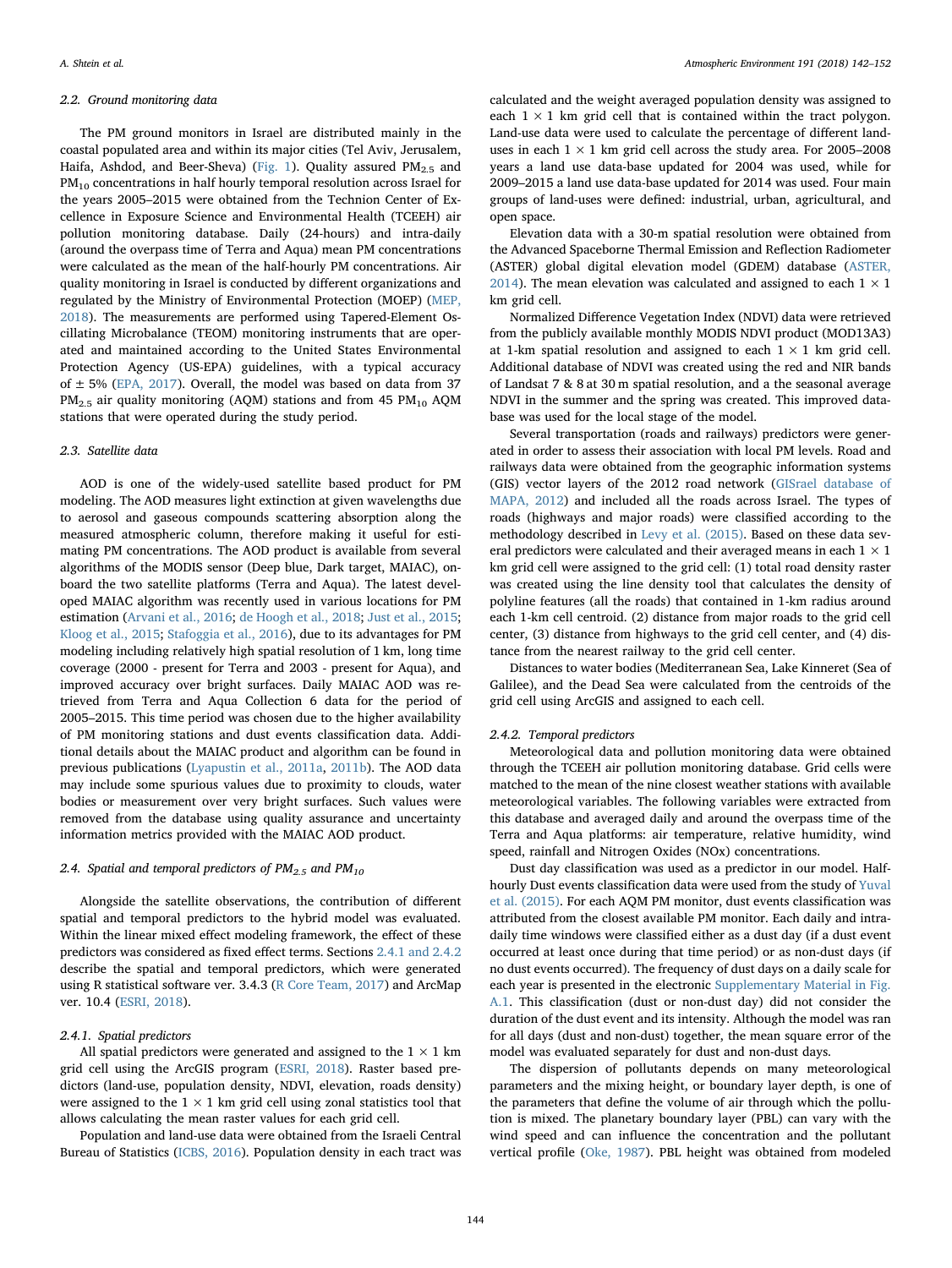### 2.2. Ground monitoring data

The PM ground monitors in Israel are distributed mainly in the coastal populated area and within its major cities (Tel Aviv, Jerusalem, Haifa, Ashdod, and Beer-Sheva) (Fig. 1). Quality assured $PM_{2.5}$ and $PM_{10}$ concentrations in half hourly temporal resolution across Israel for the years 2005–2015 were obtained from the Technion Center of Excellence in Exposure Science and Environmental Health (TCEEH) air pollution monitoring database. Daily (24-hours) and intra-daily (around the overpass time of Terra and Aqua) mean PM concentrations were calculated as the mean of the half-hourly PM concentrations. Air quality monitoring in Israel is conducted by different organizations and regulated by the Ministry of Environmental Protection (MOEP) (MEP, 2018). The measurements are performed using Tapered-Element Oscillating Microbalance (TEOM) monitoring instruments that are operated and maintained according to the United States Environmental Protection Agency (US-EPA) guidelines, with a typical accuracy of ± 5% (EPA, 2017). Overall, the model was based on data from 37 $PM_{2.5}$ air quality monitoring (AQM) stations and from 45 $PM_{10}$ AQM stations that were operated during the study period.

### 2.3. Satellite data

AOD is one of the widely-used satellite based product for PM modeling. The AOD measures light extinction at given wavelengths due to aerosol and gaseous compounds scattering absorption along the measured atmospheric column, therefore making it useful for estimating PM concentrations. The AOD product is available from several algorithms of the MODIS sensor (Deep blue, Dark target, MAIAC), onboard the two satellite platforms (Terra and Aqua). The latest developed MAIAC algorithm was recently used in various locations for PM estimation (Arvani et al., 2016; de Hoogh et al., 2018; Just et al., 2015; Kloog et al., 2015; Stafoggia et al., 2016), due to its advantages for PM modeling including relatively high spatial resolution of 1 km, long time coverage (2000 - present for Terra and 2003 - present for Aqua), and improved accuracy over bright surfaces. Daily MAIAC AOD was retrieved from Terra and Aqua Collection 6 data for the period of 2005–2015. This time period was chosen due to the higher availability of PM monitoring stations and dust events classification data. Additional details about the MAIAC product and algorithm can be found in previous publications (Lyapustin et al., 2011a, 2011b). The AOD data may include some spurious values due to proximity to clouds, water bodies or measurement over very bright surfaces. Such values were removed from the database using quality assurance and uncertainty information metrics provided with the MAIAC AOD product.

### 2.4. Spatial and temporal predictors of $PM_{2.5}$ and $PM_{10}$

Alongside the satellite observations, the contribution of different spatial and temporal predictors to the hybrid model was evaluated. Within the linear mixed effect modeling framework, the effect of these predictors was considered as fixed effect terms. Sections 2.4.1 and 2.4.2 describe the spatial and temporal predictors, which were generated using R statistical software ver. 3.4.3 (R Core Team, 2017) and ArcMap ver. 10.4 (ESRI, 2018).

#### 2.4.1. Spatial predictors

All spatial predictors were generated and assigned to the 1 × 1 km grid cell using the ArcGIS program (ESRI, 2018). Raster based predictors (land-use, population density, NDVI, elevation, roads density) were assigned to the 1 × 1 km grid cell using zonal statistics tool that allows calculating the mean raster values for each grid cell.

Population and land-use data were obtained from the Israeli Central Bureau of Statistics (ICBS, 2016). Population density in each tract was calculated and the weight averaged population density was assigned to each 1 × 1 km grid cell that is contained within the tract polygon. Land-use data were used to calculate the percentage of different land-uses in each 1 × 1 km grid cell across the study area. For 2005–2008 years a land use data-base updated for 2004 was used, while for 2009–2015 a land use data-base updated for 2014 was used. Four main groups of land-uses were defined: industrial, urban, agricultural, and open space.

Elevation data with a 30-m spatial resolution were obtained from the Advanced Spaceborne Thermal Emission and Reflection Radiometer (ASTER) global digital elevation model (GDEM) database (ASTER, 2014). The mean elevation was calculated and assigned to each 1 × 1 km grid cell.

Normalized Difference Vegetation Index (NDVI) data were retrieved from the publicly available monthly MODIS NDVI product (MOD13A3) at 1-km spatial resolution and assigned to each 1 × 1 km grid cell. Additional database of NDVI was created using the red and NIR bands of Landsat 7 & 8 at 30 m spatial resolution, and a the seasonal average NDVI in the summer and the spring was created. This improved database was used for the local stage of the model.

Several transportation (roads and railways) predictors were generated in order to assess their association with local PM levels. Road and railways data were obtained from the geographic information systems (GIS) vector layers of the 2012 road network (GISrael database of MAPA, 2012) and included all the roads across Israel. The types of roads (highways and major roads) were classified according to the methodology described in Levy et al. (2015). Based on these data several predictors were calculated and their averaged means in each 1 × 1 km grid cell were assigned to the grid cell: (1) total road density raster was created using the line density tool that calculates the density of polyline features (all the roads) that contained in 1-km radius around each 1-km cell centroid. (2) distance from major roads to the grid cell center, (3) distance from highways to the grid cell center, and (4) distance from the nearest railway to the grid cell center.

Distances to water bodies (Mediterranean Sea, Lake Kinneret (Sea of Galilee), and the Dead Sea were calculated from the centroids of the grid cell using ArcGIS and assigned to each cell.

#### 2.4.2. Temporal predictors

Meteorological data and pollution monitoring data were obtained through the TCEEH air pollution monitoring database. Grid cells were matched to the mean of the nine closest weather stations with available meteorological variables. The following variables were extracted from this database and averaged daily and around the overpass time of the Terra and Aqua platforms: air temperature, relative humidity, wind speed, rainfall and Nitrogen Oxides (NOx) concentrations.

Dust day classification was used as a predictor in our model. Half-hourly Dust events classification data were used from the study of Yuval et al. (2015). For each AQM PM monitor, dust events classification was attributed from the closest available PM monitor. Each daily and intra-daily time windows were classified either as a dust day (if a dust event occurred at least once during that time period) or as non-dust days (if no dust events occurred). The frequency of dust days on a daily scale for each year is presented in the electronic Supplementary Material in Fig. A.1. This classification (dust or non-dust day) did not consider the duration of the dust event and its intensity. Although the model was ran for all days (dust and non-dust) together, the mean square error of the model was evaluated separately for dust and non-dust days.

The dispersion of pollutants depends on many meteorological parameters and the mixing height, or boundary layer depth, is one of the parameters that define the volume of air through which the pollution is mixed. The planetary boundary layer (PBL) can vary with the wind speed and can influence the concentration and the pollutant vertical profile (Oke, 1987). PBL height was obtained from modeled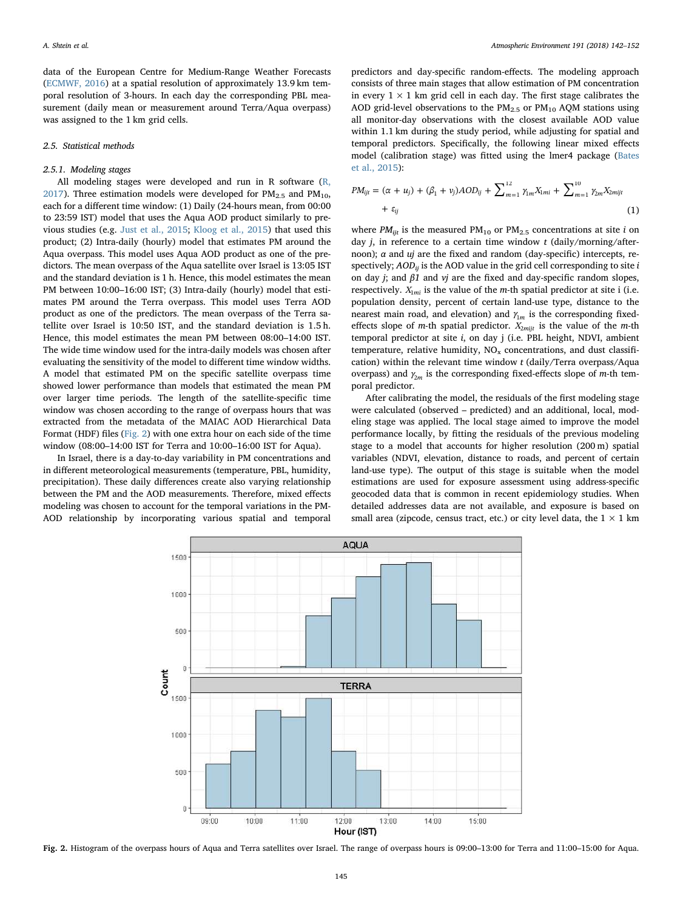data of the European Centre for Medium-Range Weather Forecasts (ECMWF, 2016) at a spatial resolution of approximately 13.9 km temporal resolution of 3-hours. In each day the corresponding PBL measurement (daily mean or measurement around Terra/Aqua overpass) was assigned to the 1 km grid cells.

### 2.5. Statistical methods

#### 2.5.1. Modeling stages

All modeling stages were developed and run in R software (R, 2017). Three estimation models were developed for $PM_{2.5}$ and $PM_{10}$, each for a different time window: (1) Daily (24-hours mean, from 00:00 to 23:59 IST) model that uses the Aqua AOD product similarly to previous studies (e.g. Just et al., 2015; Kloog et al., 2015) that used this product; (2) Intra-daily (hourly) model that estimates PM around the Aqua overpass. This model uses Aqua AOD product as one of the predictors. The mean overpass of the Aqua satellite over Israel is 13:05 IST and the standard deviation is 1 h. Hence, this model estimates the mean PM between 10:00–16:00 IST; (3) Intra-daily (hourly) model that estimates PM around the Terra overpass. This model uses Terra AOD product as one of the predictors. The mean overpass of the Terra satellite over Israel is 10:50 IST, and the standard deviation is 1.5 h. Hence, this model estimates the mean PM between 08:00–14:00 IST. The wide time window used for the intra-daily models was chosen after evaluating the sensitivity of the model to different time window widths. A model that estimated PM on the specific satellite overpass time showed lower performance than models that estimated the mean PM over larger time periods. The length of the satellite-specific time window was chosen according to the range of overpass hours that was extracted from the metadata of the MAIAC AOD Hierarchical Data Format (HDF) files (Fig. 2) with one extra hour on each side of the time window (08:00–14:00 IST for Terra and 10:00–16:00 IST for Aqua).

In Israel, there is a day-to-day variability in PM concentrations and in different meteorological measurements (temperature, PBL, humidity, precipitation). These daily differences create also varying relationship between the PM and the AOD measurements. Therefore, mixed effects modeling was chosen to account for the temporal variations in the PM-AOD relationship by incorporating various spatial and temporal predictors and day-specific random-effects. The modeling approach consists of three main stages that allow estimation of PM concentration in every 1 × 1 km grid cell in each day. The first stage calibrates the AOD grid-level observations to the $PM_{2.5}$ or $PM_{10}$ AQM stations using all monitor-day observations with the closest available AOD value within 1.1 km during the study period, while adjusting for spatial and temporal predictors. Specifically, the following linear mixed effects model (calibration stage) was fitted using the lmer4 package (Bates et al., 2015):

$$PM_{ijt} = (\alpha + u_j) + (\beta_1 + v_j)AOD_{ij} + \sum_{m=1}^{12} \gamma_{1m} X_{1mi} + \sum_{m=1}^{10} \gamma_{2m} X_{2mijt} + \varepsilon_{ij} \quad (1)$$

where $PM_{ijt}$ is the measured $PM_{10}$ or $PM_{2.5}$ concentrations at site $i$ on day $j$, in reference to a certain time window $t$ (daily/morning/afternoon); $\alpha$ and $uj$ are the fixed and random (day-specific) intercepts, respectively; $AOD_{ij}$ is the AOD value in the grid cell corresponding to site $i$ on day $j$; and $\beta 1$ and $vj$ are the fixed and day-specific random slopes, respectively. $X_{1mi}$ is the value of the $m$-th spatial predictor at site i (i.e. population density, percent of certain land-use type, distance to the nearest main road, and elevation) and $\gamma_{1m}$ is the corresponding fixed-effects slope of $m$-th spatial predictor. $X_{2mijt}$ is the value of the $m$-th temporal predictor at site $i$, on day j (i.e. PBL height, NDVI, ambient temperature, relative humidity, $NO_x$ concentrations, and dust classification) within the relevant time window $t$ (daily/Terra overpass/Aqua overpass) and $\gamma_{2m}$ is the corresponding fixed-effects slope of $m$-th temporal predictor.

After calibrating the model, the residuals of the first modeling stage were calculated (observed – predicted) and an additional, local, modeling stage was applied. The local stage aimed to improve the model performance locally, by fitting the residuals of the previous modeling stage to a model that accounts for higher resolution (200 m) spatial variables (NDVI, elevation, distance to roads, and percent of certain land-use type). The output of this stage is suitable when the model estimations are used for exposure assessment using address-specific geocoded data that is common in recent epidemiology studies. When detailed addresses data are not available, and exposure is based on small area (zipcode, census tract, etc.) or city level data, the 1 × 1 km

**Fig. 2.** Histogram of the overpass hours of Aqua and Terra satellites over Israel. The range of overpass hours is 09:00–13:00 for Terra and 11:00–15:00 for Aqua.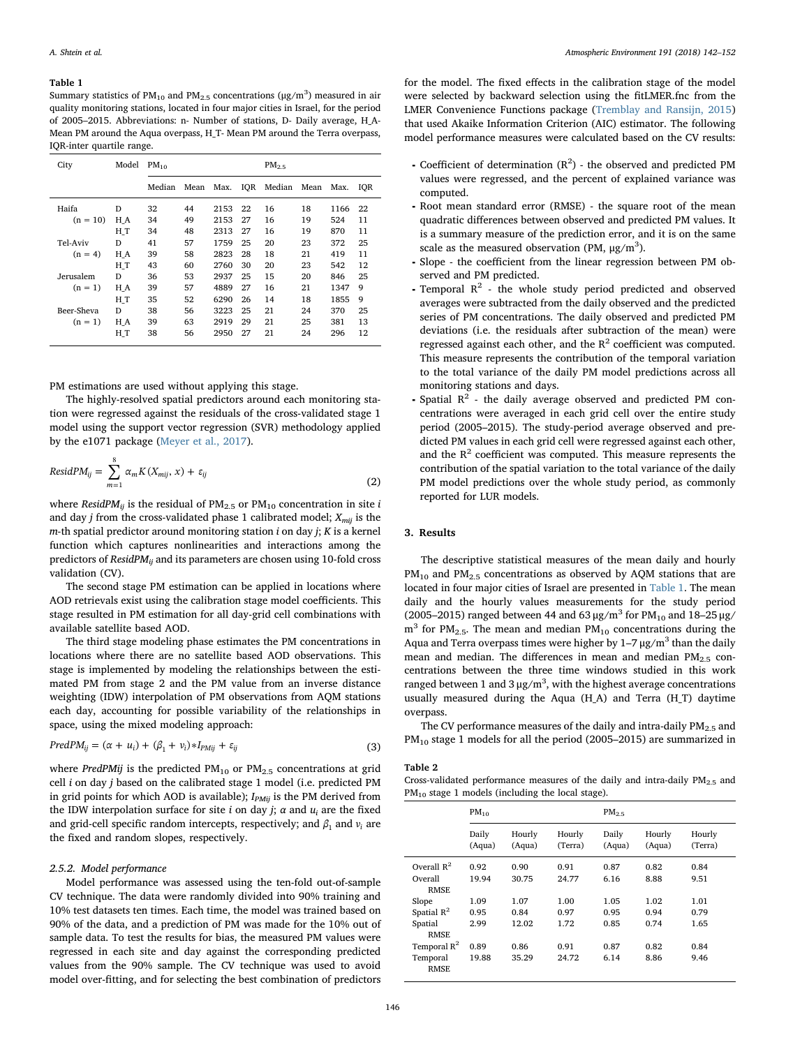**Table 1**

Summary statistics of $PM_{10}$ and $PM_{2.5}$ concentrations (μg/m$^3$) measured in air quality monitoring stations, located in four major cities in Israel, for the period of 2005–2015. Abbreviations: n- Number of stations, D- Daily average, H_A- Mean PM around the Aqua overpass, H_T- Mean PM around the Terra overpass, IQR-inter quartile range.

| City | Model | $PM_{10}$ | | | | $PM_{2.5}$ | | | |
|---|---|---|---|---|---|---|---|---|---|
| | | Median | Mean | Max. | IQR | Median | Mean | Max. | IQR |
| Haifa | D | 32 | 44 | 2153 | 22 | 16 | 18 | 1166 | 22 |
| (n = 10) | H_A | 34 | 49 | 2153 | 27 | 16 | 19 | 524 | 11 |
| | H_T | 34 | 48 | 2313 | 27 | 16 | 19 | 870 | 11 |
| Tel-Aviv | D | 41 | 57 | 1759 | 25 | 20 | 23 | 372 | 25 |
| (n = 4) | H_A | 39 | 58 | 2823 | 28 | 18 | 21 | 419 | 11 |
| | H_T | 43 | 60 | 2760 | 30 | 20 | 23 | 542 | 12 |
| Jerusalem | D | 36 | 53 | 2937 | 25 | 15 | 20 | 846 | 25 |
| (n = 1) | H_A | 39 | 57 | 4889 | 27 | 16 | 21 | 1347 | 9 |
| | H_T | 35 | 52 | 6290 | 26 | 14 | 18 | 1855 | 9 |
| Beer-Sheva | D | 38 | 56 | 3223 | 25 | 21 | 24 | 370 | 25 |
| (n = 1) | H_A | 39 | 63 | 2919 | 29 | 21 | 25 | 381 | 13 |
| | H_T | 38 | 56 | 2950 | 27 | 21 | 24 | 296 | 12 |

PM estimations are used without applying this stage.

The highly-resolved spatial predictors around each monitoring station were regressed against the residuals of the cross-validated stage 1 model using the support vector regression (SVR) methodology applied by the e1071 package (Meyer et al., 2017).

$$ResidPM_{ij} = \sum_{m=1}^{8} \alpha_m K(X_{mij}, x) + \varepsilon_{ij} \tag{2}$$

where $ResidPM_{ij}$ is the residual of $PM_{2.5}$ or $PM_{10}$ concentration in site $i$ and day $j$ from the cross-validated phase 1 calibrated model; $X_{mij}$ is the $m$-th spatial predictor around monitoring station $i$ on day $j$; $K$ is a kernel function which captures nonlinearities and interactions among the predictors of $ResidPM_{ij}$ and its parameters are chosen using 10-fold cross validation (CV).

The second stage PM estimation can be applied in locations where AOD retrievals exist using the calibration stage model coefficients. This stage resulted in PM estimation for all day-grid cell combinations with available satellite based AOD.

The third stage modeling phase estimates the PM concentrations in locations where there are no satellite based AOD observations. This stage is implemented by modeling the relationships between the estimated PM from stage 2 and the PM value from an inverse distance weighting (IDW) interpolation of PM observations from AQM stations each day, accounting for possible variability of the relationships in space, using the mixed modeling approach:

$$PredPM_{ij} = (\alpha + u_i) + (\beta_1 + v_i) * I_{PMij} + \varepsilon_{ij} \tag{3}$$

where $PredPMij$ is the predicted $PM_{10}$ or $PM_{2.5}$ concentrations at grid cell $i$ on day $j$ based on the calibrated stage 1 model (i.e. predicted PM in grid points for which AOD is available); $I_{PMij}$ is the PM derived from the IDW interpolation surface for site $i$ on day $j$; $\alpha$ and $u_i$ are the fixed and grid-cell specific random intercepts, respectively; and $\beta_1$ and $v_i$ are the fixed and random slopes, respectively.

### 2.5.2. Model performance

Model performance was assessed using the ten-fold out-of-sample CV technique. The data were randomly divided into 90% training and 10% test datasets ten times. Each time, the model was trained based on 90% of the data, and a prediction of PM was made for the 10% out of sample data. To test the results for bias, the measured PM values were regressed in each site and day against the corresponding predicted values from the 90% sample. The CV technique was used to avoid model over-fitting, and for selecting the best combination of predictors for the model. The fixed effects in the calibration stage of the model were selected by backward selection using the fitLMER.fnc from the LMER Convenience Functions package (Tremblay and Ransijn, 2015) that used Akaike Information Criterion (AIC) estimator. The following model performance measures were calculated based on the CV results:

- Coefficient of determination ($R^2$) - the observed and predicted PM values were regressed, and the percent of explained variance was computed.
- Root mean standard error (RMSE) - the square root of the mean quadratic differences between observed and predicted PM values. It is a summary measure of the prediction error, and it is on the same scale as the measured observation (PM, μg/m$^3$).
- Slope - the coefficient from the linear regression between PM observed and PM predicted.
- Temporal $R^2$ - the whole study period predicted and observed averages were subtracted from the daily observed and the predicted series of PM concentrations. The daily observed and predicted PM deviations (i.e. the residuals after subtraction of the mean) were regressed against each other, and the $R^2$ coefficient was computed. This measure represents the contribution of the temporal variation to the total variance of the daily PM model predictions across all monitoring stations and days.
- Spatial $R^2$ - the daily average observed and predicted PM concentrations were averaged in each grid cell over the entire study period (2005–2015). The study-period average observed and predicted PM values in each grid cell were regressed against each other, and the $R^2$ coefficient was computed. This measure represents the contribution of the spatial variation to the total variance of the daily PM model predictions over the whole study period, as commonly reported for LUR models.

## 3. Results

The descriptive statistical measures of the mean daily and hourly $PM_{10}$ and $PM_{2.5}$ concentrations as observed by AQM stations that are located in four major cities of Israel are presented in Table 1. The mean daily and the hourly values measurements for the study period (2005–2015) ranged between 44 and 63 μg/m$^3$ for $PM_{10}$ and 18–25 μg/m$^3$ for $PM_{2.5}$. The mean and median $PM_{10}$ concentrations during the Aqua and Terra overpass times were higher by 1–7 μg/m$^3$ than the daily mean and median. The differences in mean and median $PM_{2.5}$ concentrations between the three time windows studied in this work ranged between 1 and 3 μg/m$^3$, with the highest average concentrations usually measured during the Aqua (H_A) and Terra (H_T) daytime overpass.

The CV performance measures of the daily and intra-daily $PM_{2.5}$ and $PM_{10}$ stage 1 models for all the period (2005–2015) are summarized in

**Table 2**

Cross-validated performance measures of the daily and intra-daily $PM_{2.5}$ and $PM_{10}$ stage 1 models (including the local stage).

| | $PM_{10}$ | | | $PM_{2.5}$ | | |
|---|---|---|---|---|---|---|
| | Daily (Aqua) | Hourly (Aqua) | Hourly (Terra) | Daily (Aqua) | Hourly (Aqua) | Hourly (Terra) |
| Overall $R^2$ | 0.92 | 0.90 | 0.91 | 0.87 | 0.82 | 0.84 |
| Overall RMSE | 19.94 | 30.75 | 24.77 | 6.16 | 8.88 | 9.51 |
| Slope | 1.09 | 1.07 | 1.00 | 1.05 | 1.02 | 1.01 |
| Spatial $R^2$ | 0.95 | 0.84 | 0.97 | 0.95 | 0.94 | 0.79 |
| Spatial RMSE | 2.99 | 12.02 | 1.72 | 0.85 | 0.74 | 1.65 |
| Temporal $R^2$ | 0.89 | 0.86 | 0.91 | 0.87 | 0.82 | 0.84 |
| Temporal RMSE | 19.88 | 35.29 | 24.72 | 6.14 | 8.86 | 9.46 |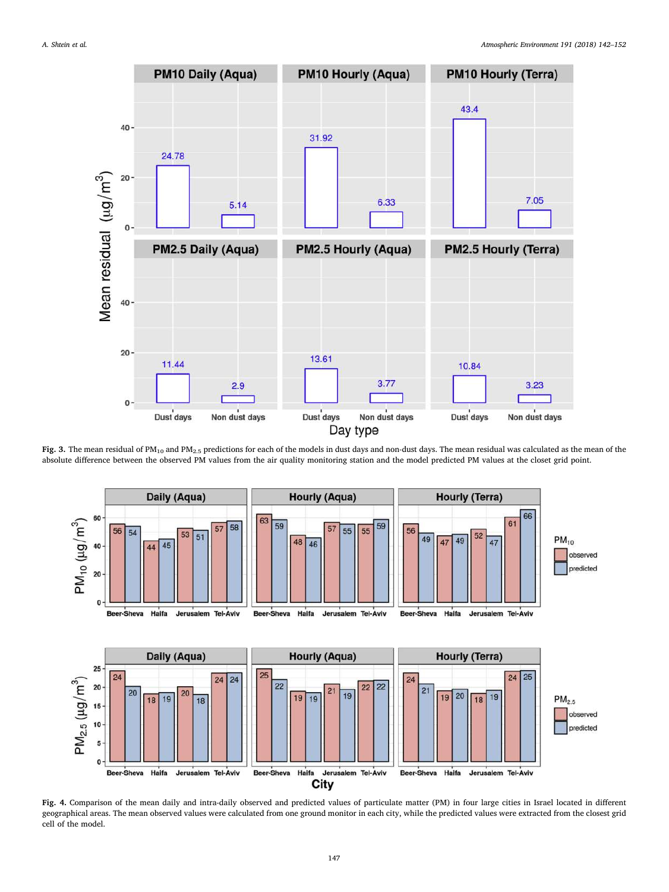**Fig. 3.** The mean residual of $PM_{10}$ and $PM_{2.5}$ predictions for each of the models in dust days and non-dust days. The mean residual was calculated as the mean of the absolute difference between the observed PM values from the air quality monitoring station and the model predicted PM values at the closet grid point.

**Fig. 4.** Comparison of the mean daily and intra-daily observed and predicted values of particulate matter (PM) in four large cities in Israel located in different geographical areas. The mean observed values were calculated from one ground monitor in each city, while the predicted values were extracted from the closest grid cell of the model.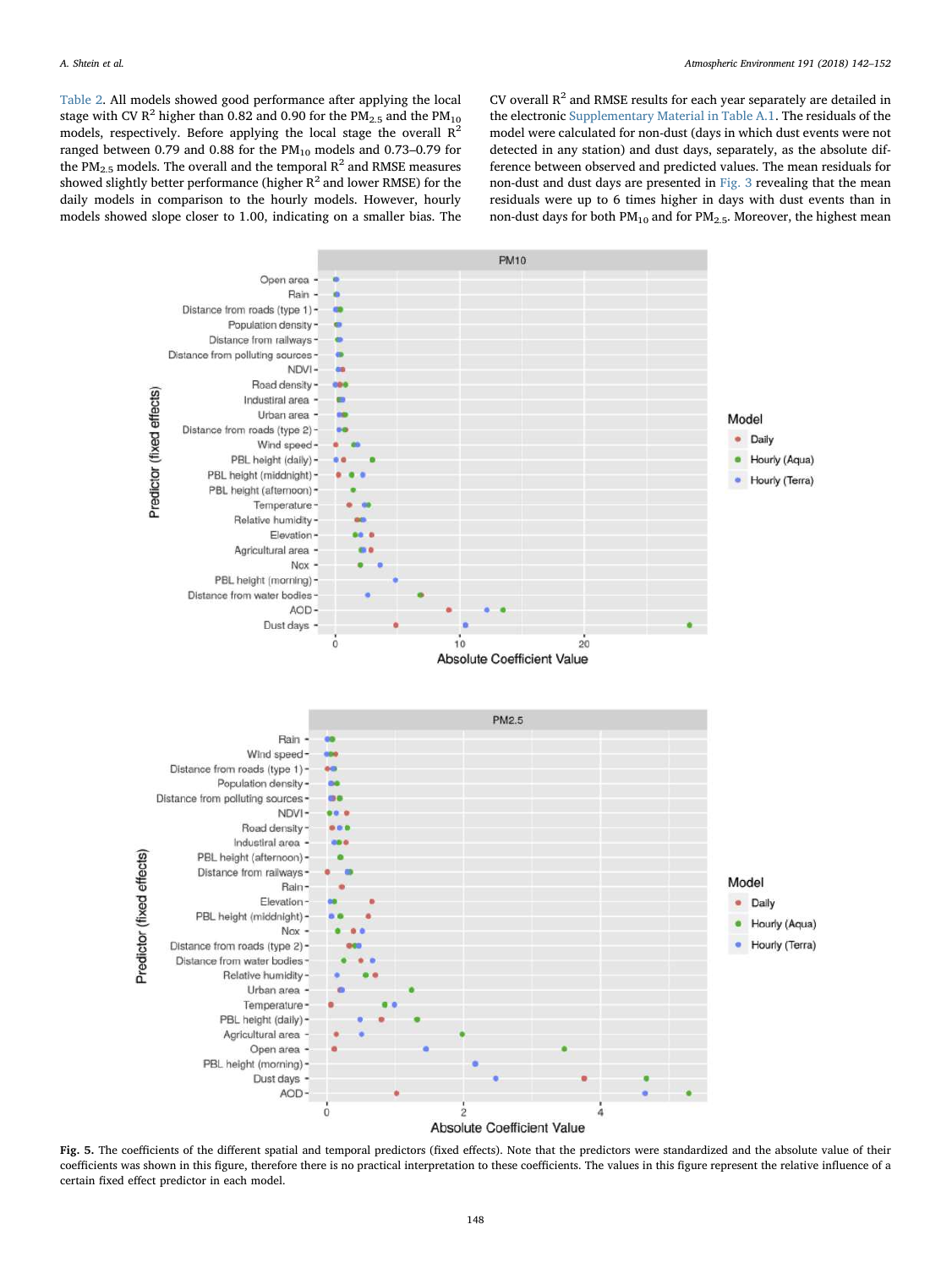Table 2. All models showed good performance after applying the local stage with CV $R^2$ higher than 0.82 and 0.90 for the $PM_{2.5}$ and the $PM_{10}$ models, respectively. Before applying the local stage the overall $R^2$ ranged between 0.79 and 0.88 for the $PM_{10}$ models and 0.73–0.79 for the $PM_{2.5}$ models. The overall and the temporal $R^2$ and RMSE measures showed slightly better performance (higher $R^2$ and lower RMSE) for the daily models in comparison to the hourly models. However, hourly models showed slope closer to 1.00, indicating on a smaller bias. The CV overall $R^2$ and RMSE results for each year separately are detailed in the electronic Supplementary Material in Table A.1. The residuals of the model were calculated for non-dust (days in which dust events were not detected in any station) and dust days, separately, as the absolute difference between observed and predicted values. The mean residuals for non-dust and dust days are presented in Fig. 3 revealing that the mean residuals were up to 6 times higher in days with dust events than in non-dust days for both $PM_{10}$ and for $PM_{2.5}$. Moreover, the highest mean

Fig. 5. The coefficients of the different spatial and temporal predictors (fixed effects). Note that the predictors were standardized and the absolute value of their coefficients was shown in this figure, therefore there is no practical interpretation to these coefficients. The values in this figure represent the relative influence of a certain fixed effect predictor in each model.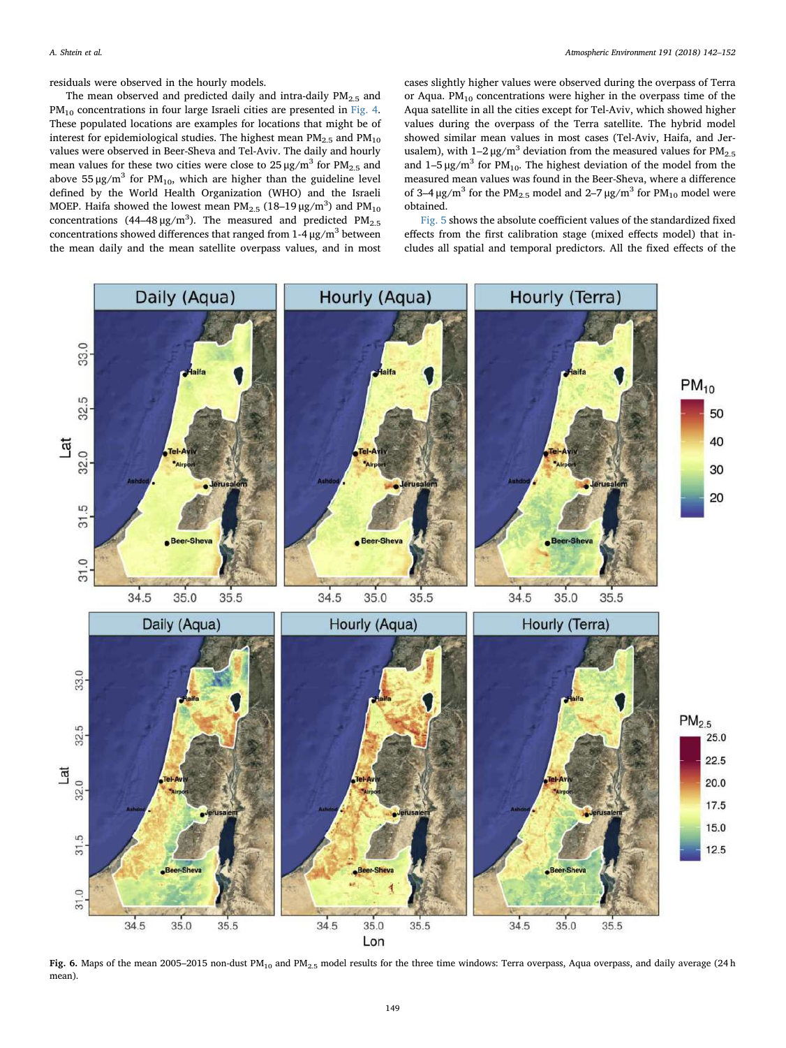residuals were observed in the hourly models.

The mean observed and predicted daily and intra-daily $PM_{2.5}$ and $PM_{10}$ concentrations in four large Israeli cities are presented in Fig. 4. These populated locations are examples for locations that might be of interest for epidemiological studies. The highest mean $PM_{2.5}$ and $PM_{10}$ values were observed in Beer-Sheva and Tel-Aviv. The daily and hourly mean values for these two cities were close to 25 μg/m$^3$ for $PM_{2.5}$ and above 55 μg/m$^3$ for $PM_{10}$, which are higher than the guideline level defined by the World Health Organization (WHO) and the Israeli MOEP. Haifa showed the lowest mean $PM_{2.5}$ (18–19 μg/m$^3$) and $PM_{10}$ concentrations (44–48 μg/m$^3$). The measured and predicted $PM_{2.5}$ concentrations showed differences that ranged from 1-4 μg/m$^3$ between the mean daily and the mean satellite overpass values, and in most cases slightly higher values were observed during the overpass of Terra or Aqua. $PM_{10}$ concentrations were higher in the overpass time of the Aqua satellite in all the cities except for Tel-Aviv, which showed higher values during the overpass of the Terra satellite. The hybrid model showed similar mean values in most cases (Tel-Aviv, Haifa, and Jerusalem), with 1–2 μg/m$^3$ deviation from the measured values for $PM_{2.5}$ and 1–5 μg/m$^3$ for $PM_{10}$. The highest deviation of the model from the measured mean values was found in the Beer-Sheva, where a difference of 3–4 μg/m$^3$ for the $PM_{2.5}$ model and 2–7 μg/m$^3$ for $PM_{10}$ model were obtained.

Fig. 5 shows the absolute coefficient values of the standardized fixed effects from the first calibration stage (mixed effects model) that includes all spatial and temporal predictors. All the fixed effects of the

**Fig. 6.** Maps of the mean 2005–2015 non-dust $PM_{10}$ and $PM_{2.5}$ model results for the three time windows: Terra overpass, Aqua overpass, and daily average (24 h mean).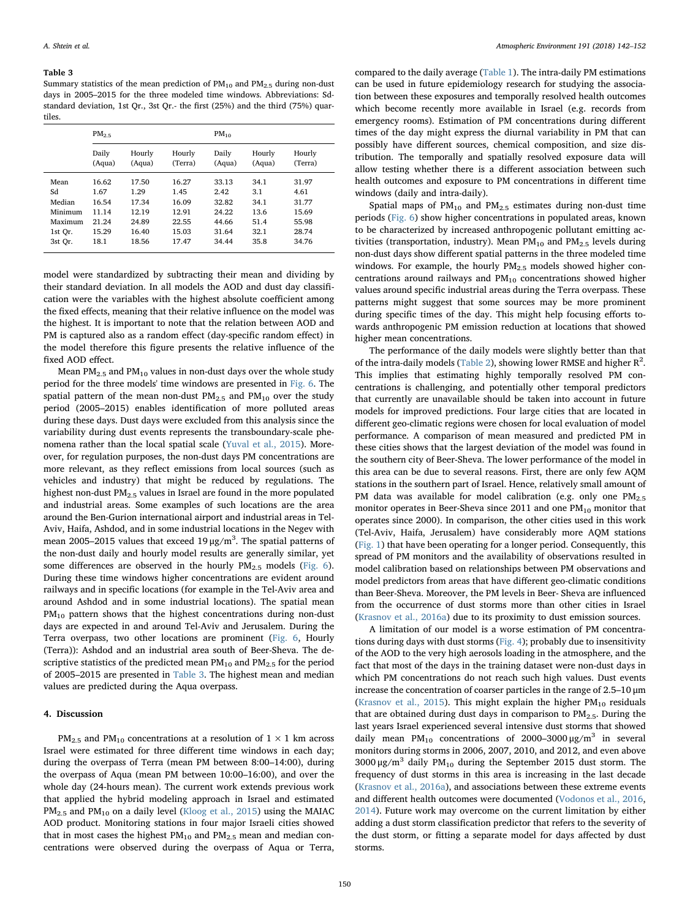**Table 3**
Summary statistics of the mean prediction of $PM_{10}$ and $PM_{2.5}$ during non-dust days in 2005–2015 for the three modeled time windows. Abbreviations: Sd-standard deviation, 1st Qr., 3st Qr.- the first (25%) and the third (75%) quartiles.

| | $PM_{2.5}$ | | | $PM_{10}$ | | |
|---|---|---|---|---|---|---|
| | Daily (Aqua) | Hourly (Aqua) | Hourly (Terra) | Daily (Aqua) | Hourly (Aqua) | Hourly (Terra) |
| Mean | 16.62 | 17.50 | 16.27 | 33.13 | 34.1 | 31.97 |
| Sd | 1.67 | 1.29 | 1.45 | 2.42 | 3.1 | 4.61 |
| Median | 16.54 | 17.34 | 16.09 | 32.82 | 34.1 | 31.77 |
| Minimum | 11.14 | 12.19 | 12.91 | 24.22 | 13.6 | 15.69 |
| Maximum | 21.24 | 24.89 | 22.55 | 44.66 | 51.4 | 55.98 |
| 1st Qr. | 15.29 | 16.40 | 15.03 | 31.64 | 32.1 | 28.74 |
| 3st Qr. | 18.1 | 18.56 | 17.47 | 34.44 | 35.8 | 34.76 |

model were standardized by subtracting their mean and dividing by their standard deviation. In all models the AOD and dust day classification were the variables with the highest absolute coefficient among the fixed effects, meaning that their relative influence on the model was the highest. It is important to note that the relation between AOD and PM is captured also as a random effect (day-specific random effect) in the model therefore this figure presents the relative influence of the fixed AOD effect.

Mean $PM_{2.5}$ and $PM_{10}$ values in non-dust days over the whole study period for the three models' time windows are presented in Fig. 6. The spatial pattern of the mean non-dust $PM_{2.5}$ and $PM_{10}$ over the study period (2005–2015) enables identification of more polluted areas during these days. Dust days were excluded from this analysis since the variability during dust events represents the transboundary-scale phenomena rather than the local spatial scale (Yuval et al., 2015). Moreover, for regulation purposes, the non-dust days PM concentrations are more relevant, as they reflect emissions from local sources (such as vehicles and industry) that might be reduced by regulations. The highest non-dust $PM_{2.5}$ values in Israel are found in the more populated and industrial areas. Some examples of such locations are the area around the Ben-Gurion international airport and industrial areas in Tel-Aviv, Haifa, Ashdod, and in some industrial locations in the Negev with mean 2005–2015 values that exceed 19 μg/m$^3$. The spatial patterns of the non-dust daily and hourly model results are generally similar, yet some differences are observed in the hourly $PM_{2.5}$ models (Fig. 6). During these time windows higher concentrations are evident around railways and in specific locations (for example in the Tel-Aviv area and around Ashdod and in some industrial locations). The spatial mean $PM_{10}$ pattern shows that the highest concentrations during non-dust days are expected in and around Tel-Aviv and Jerusalem. During the Terra overpass, two other locations are prominent (Fig. 6, Hourly (Terra)): Ashdod and an industrial area south of Beer-Sheva. The descriptive statistics of the predicted mean $PM_{10}$ and $PM_{2.5}$ for the period of 2005–2015 are presented in Table 3. The highest mean and median values are predicted during the Aqua overpass.

## 4. Discussion

$PM_{2.5}$ and $PM_{10}$ concentrations at a resolution of 1 × 1 km across Israel were estimated for three different time windows in each day; during the overpass of Terra (mean PM between 8:00–14:00), during the overpass of Aqua (mean PM between 10:00–16:00), and over the whole day (24-hours mean). The current work extends previous work that applied the hybrid modeling approach in Israel and estimated $PM_{2.5}$ and $PM_{10}$ on a daily level (Kloog et al., 2015) using the MAIAC AOD product. Monitoring stations in four major Israeli cities showed that in most cases the highest $PM_{10}$ and $PM_{2.5}$ mean and median concentrations were observed during the overpass of Aqua or Terra, compared to the daily average (Table 1). The intra-daily PM estimations can be used in future epidemiology research for studying the association between these exposures and temporally resolved health outcomes which become recently more available in Israel (e.g. records from emergency rooms). Estimation of PM concentrations during different times of the day might express the diurnal variability in PM that can possibly have different sources, chemical composition, and size distribution. The temporally and spatially resolved exposure data will allow testing whether there is a different association between such health outcomes and exposure to PM concentrations in different time windows (daily and intra-daily).

Spatial maps of $PM_{10}$ and $PM_{2.5}$ estimates during non-dust time periods (Fig. 6) show higher concentrations in populated areas, known to be characterized by increased anthropogenic pollutant emitting activities (transportation, industry). Mean $PM_{10}$ and $PM_{2.5}$ levels during non-dust days show different spatial patterns in the three modeled time windows. For example, the hourly $PM_{2.5}$ models showed higher concentrations around railways and $PM_{10}$ concentrations showed higher values around specific industrial areas during the Terra overpass. These patterns might suggest that some sources may be more prominent during specific times of the day. This might help focusing efforts towards anthropogenic PM emission reduction at locations that showed higher mean concentrations.

The performance of the daily models were slightly better than that of the intra-daily models (Table 2), showing lower RMSE and higher $R^2$. This implies that estimating highly temporally resolved PM concentrations is challenging, and potentially other temporal predictors that currently are unavailable should be taken into account in future models for improved predictions. Four large cities that are located in different geo-climatic regions were chosen for local evaluation of model performance. A comparison of mean measured and predicted PM in these cities shows that the largest deviation of the model was found in the southern city of Beer-Sheva. The lower performance of the model in this area can be due to several reasons. First, there are only few AQM stations in the southern part of Israel. Hence, relatively small amount of PM data was available for model calibration (e.g. only one $PM_{2.5}$ monitor operates in Beer-Sheva since 2011 and one $PM_{10}$ monitor that operates since 2000). In comparison, the other cities used in this work (Tel-Aviv, Haifa, Jerusalem) have considerably more AQM stations (Fig. 1) that have been operating for a longer period. Consequently, this spread of PM monitors and the availability of observations resulted in model calibration based on relationships between PM observations and model predictors from areas that have different geo-climatic conditions than Beer-Sheva. Moreover, the PM levels in Beer- Sheva are influenced from the occurrence of dust storms more than other cities in Israel (Krasnov et al., 2016a) due to its proximity to dust emission sources.

A limitation of our model is a worse estimation of PM concentrations during days with dust storms (Fig. 4); probably due to insensitivity of the AOD to the very high aerosols loading in the atmosphere, and the fact that most of the days in the training dataset were non-dust days in which PM concentrations do not reach such high values. Dust events increase the concentration of coarser particles in the range of 2.5–10 μm (Krasnov et al., 2015). This might explain the higher $PM_{10}$ residuals that are obtained during dust days in comparison to $PM_{2.5}$. During the last years Israel experienced several intensive dust storms that showed daily mean $PM_{10}$ concentrations of 2000–3000 μg/m$^3$ in several monitors during storms in 2006, 2007, 2010, and 2012, and even above 3000 μg/m$^3$ daily $PM_{10}$ during the September 2015 dust storm. The frequency of dust storms in this area is increasing in the last decade (Krasnov et al., 2016a), and associations between these extreme events and different health outcomes were documented (Vodonos et al., 2016, 2014). Future work may overcome on the current limitation by either adding a dust storm classification predictor that refers to the severity of the dust storm, or fitting a separate model for days affected by dust storms.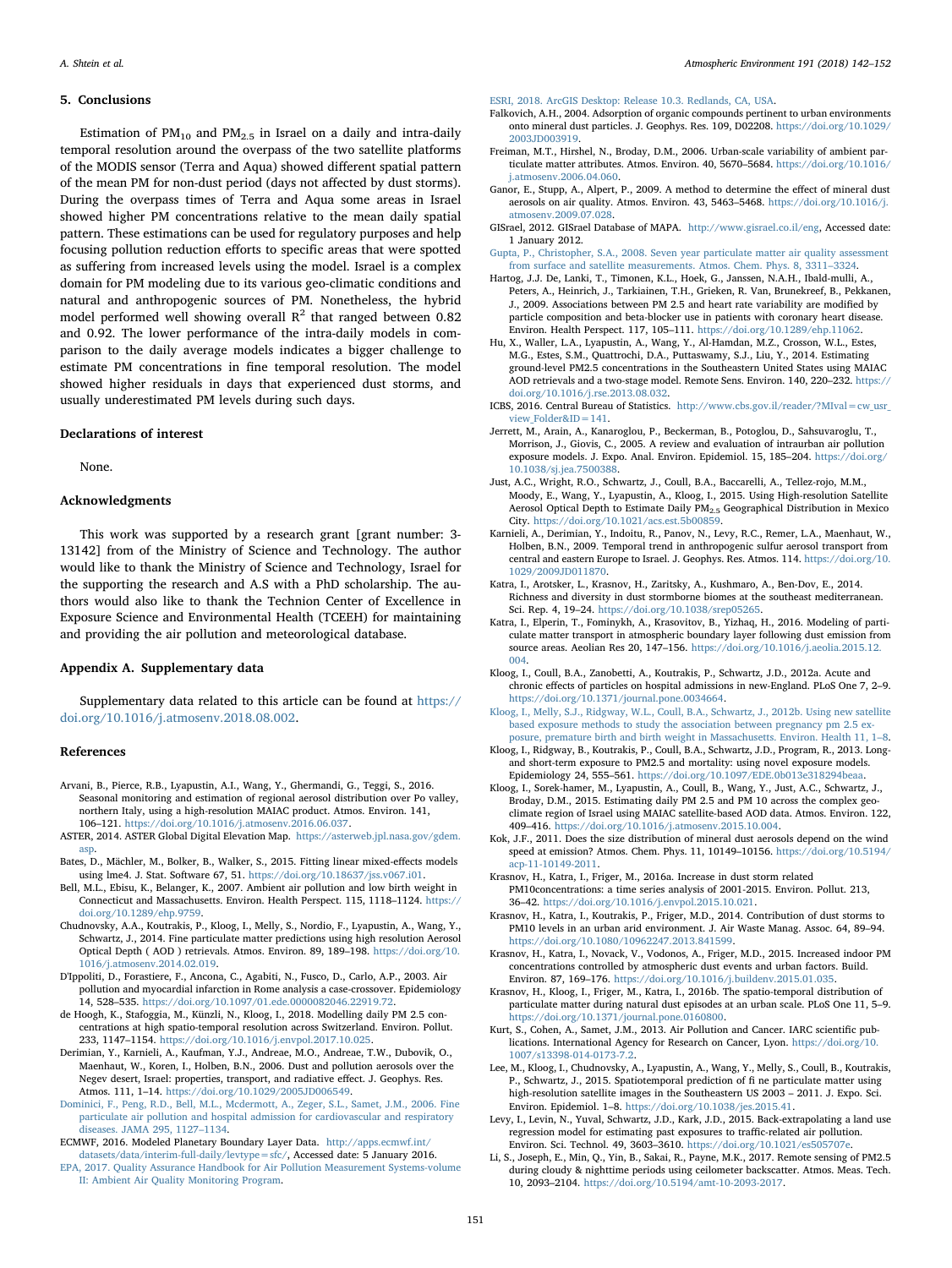## 5. Conclusions

Estimation of $PM_{10}$ and $PM_{2.5}$ in Israel on a daily and intra-daily temporal resolution around the overpass of the two satellite platforms of the MODIS sensor (Terra and Aqua) showed different spatial pattern of the mean PM for non-dust period (days not affected by dust storms). During the overpass times of Terra and Aqua some areas in Israel showed higher PM concentrations relative to the mean daily spatial pattern. These estimations can be used for regulatory purposes and help focusing pollution reduction efforts to specific areas that were spotted as suffering from increased levels using the model. Israel is a complex domain for PM modeling due to its various geo-climatic conditions and natural and anthropogenic sources of PM. Nonetheless, the hybrid model performed well showing overall $R^2$ that ranged between 0.82 and 0.92. The lower performance of the intra-daily models in comparison to the daily average models indicates a bigger challenge to estimate PM concentrations in fine temporal resolution. The model showed higher residuals in days that experienced dust storms, and usually underestimated PM levels during such days.

### Declarations of interest

None.

### Acknowledgments

This work was supported by a research grant [grant number: 3-13142] from of the Ministry of Science and Technology. The author would like to thank the Ministry of Science and Technology, Israel for the supporting the research and A.S with a PhD scholarship. The authors would also like to thank the Technion Center of Excellence in Exposure Science and Environmental Health (TCEEH) for maintaining and providing the air pollution and meteorological database.

### Appendix A. Supplementary data

Supplementary data related to this article can be found at https://doi.org/10.1016/j.atmosenv.2018.08.002.

## References

Arvani, B., Pierce, R.B., Lyapustin, A.I., Wang, Y., Ghermandi, G., Teggi, S., 2016. Seasonal monitoring and estimation of regional aerosol distribution over Po valley, northern Italy, using a high-resolution MAIAC product. Atmos. Environ. 141, 106–121. https://doi.org/10.1016/j.atmosenv.2016.06.037.

ASTER, 2014. ASTER Global Digital Elevation Map. https://asterweb.jpl.nasa.gov/gdem.asp.

Bates, D., Mächler, M., Bolker, B., Walker, S., 2015. Fitting linear mixed-effects models using lme4. J. Stat. Software 67, 51. https://doi.org/10.18637/jss.v067.i01.

Bell, M.L., Ebisu, K., Belanger, K., 2007. Ambient air pollution and low birth weight in Connecticut and Massachusetts. Environ. Health Perspect. 115, 1118–1124. https://doi.org/10.1289/ehp.9759.

Chudnovsky, A.A., Koutrakis, P., Kloog, I., Melly, S., Nordio, F., Lyapustin, A., Wang, Y., Schwartz, J., 2014. Fine particulate matter predictions using high resolution Aerosol Optical Depth ( AOD ) retrievals. Atmos. Environ. 89, 189–198. https://doi.org/10.1016/j.atmosenv.2014.02.019.

D'Ippoliti, D., Forastiere, F., Ancona, C., Agabiti, N., Fusco, D., Carlo, A.P., 2003. Air pollution and myocardial infarction in Rome analysis a case-crossover. Epidemiology 14, 528–535. https://doi.org/10.1097/01.ede.0000082046.22919.72.

de Hoogh, K., Stafoggia, M., Künzli, N., Kloog, I., 2018. Modelling daily PM 2.5 concentrations at high spatio-temporal resolution across Switzerland. Environ. Pollut. 233, 1147–1154. https://doi.org/10.1016/j.envpol.2017.10.025.

Derimian, Y., Karnieli, A., Kaufman, Y.J., Andreae, M.O., Andreae, T.W., Dubovik, O., Maenhaut, W., Koren, I., Holben, B.N., 2006. Dust and pollution aerosols over the Negev desert, Israel: properties, transport, and radiative effect. J. Geophys. Res. Atmos. 111, 1–14. https://doi.org/10.1029/2005JD006549.

Dominici, F., Peng, R.D., Bell, M.L., Mcdermott, A., Zeger, S.L., Samet, J.M., 2006. Fine particulate air pollution and hospital admission for cardiovascular and respiratory diseases. JAMA 295, 1127–1134.

ECMWF, 2016. Modeled Planetary Boundary Layer Data. http://apps.ecmwf.int/datasets/data/interim-full-daily/levtype=sfc/, Accessed date: 5 January 2016.

EPA, 2017. Quality Assurance Handbook for Air Pollution Measurement Systems-volume II: Ambient Air Quality Monitoring Program.

ESRI, 2018. ArcGIS Desktop: Release 10.3. Redlands, CA, USA.

Falkovich, A.H., 2004. Adsorption of organic compounds pertinent to urban environments onto mineral dust particles. J. Geophys. Res. 109, D02208. https://doi.org/10.1029/2003JD003919.

Freiman, M.T., Hirshel, N., Broday, D.M., 2006. Urban-scale variability of ambient particulate matter attributes. Atmos. Environ. 40, 5670–5684. https://doi.org/10.1016/j.atmosenv.2006.04.060.

Ganor, E., Stupp, A., Alpert, P., 2009. A method to determine the effect of mineral dust aerosols on air quality. Atmos. Environ. 43, 5463–5468. https://doi.org/10.1016/j.atmosenv.2009.07.028.

GISrael, 2012. GISrael Database of MAPA. http://www.gisrael.co.il/eng, Accessed date: 1 January 2012.

Gupta, P., Christopher, S.A., 2008. Seven year particulate matter air quality assessment from surface and satellite measurements. Atmos. Chem. Phys. 8, 3311–3324.

Hartog, J.J. De, Lanki, T., Timonen, K.L., Hoek, G., Janssen, N.A.H., Ibald-mulli, A., Peters, A., Heinrich, J., Tarkiainen, T.H., Grieken, R. Van, Brunekreef, B., Pekkanen, J., 2009. Associations between PM 2.5 and heart rate variability are modified by particle composition and beta-blocker use in patients with coronary heart disease. Environ. Health Perspect. 117, 105–111. https://doi.org/10.1289/ehp.11062.

Hu, X., Waller, L.A., Lyapustin, A., Wang, Y., Al-Hamdan, M.Z., Crosson, W.L., Estes, M.G., Estes, S.M., Quattrochi, D.A., Puttaswamy, S.J., Liu, Y., 2014. Estimating ground-level PM2.5 concentrations in the Southeastern United States using MAIAC AOD retrievals and a two-stage model. Remote Sens. Environ. 140, 220–232. https://doi.org/10.1016/j.rse.2013.08.032.

ICBS, 2016. Central Bureau of Statistics. http://www.cbs.gov.il/reader/?MIval=cw_usr_view_Folder&ID=141.

Jerrett, M., Arain, A., Kanaroglou, P., Beckerman, B., Potoglou, D., Sahsuvaroglu, T., Morrison, J., Giovis, C., 2005. A review and evaluation of intraurban air pollution exposure models. J. Expo. Anal. Environ. Epidemiol. 15, 185–204. https://doi.org/10.1038/sj.jea.7500388.

Just, A.C., Wright, R.O., Schwartz, J., Coull, B.A., Baccarelli, A., Tellez-rojo, M.M., Moody, E., Wang, Y., Lyapustin, A., Kloog, I., 2015. Using High-resolution Satellite Aerosol Optical Depth to Estimate Daily $PM_{2.5}$ Geographical Distribution in Mexico City. https://doi.org/10.1021/acs.est.5b00859.

Karnieli, A., Derimian, Y., Indoitu, R., Panov, N., Levy, R.C., Remer, L.A., Maenhaut, W., Holben, B.N., 2009. Temporal trend in anthropogenic sulfur aerosol transport from central and eastern Europe to Israel. J. Geophys. Res. Atmos. 114. https://doi.org/10.1029/2009JD011870.

Katra, I., Arotsker, L., Krasnov, H., Zaritsky, A., Kushmaro, A., Ben-Dov, E., 2014. Richness and diversity in dust stormborne biomes at the southeast mediterranean. Sci. Rep. 4, 19–24. https://doi.org/10.1038/srep05265.

Katra, I., Elperin, T., Fominykh, A., Krasovitov, B., Yizhaq, H., 2016. Modeling of particulate matter transport in atmospheric boundary layer following dust emission from source areas. Aeolian Res 20, 147–156. https://doi.org/10.1016/j.aeolia.2015.12.004.

Kloog, I., Coull, B.A., Zanobetti, A., Koutrakis, P., Schwartz, J.D., 2012a. Acute and chronic effects of particles on hospital admissions in new-England. PLoS One 7, 2–9. https://doi.org/10.1371/journal.pone.0034664.

Kloog, I., Melly, S.J., Ridgway, W.L., Coull, B.A., Schwartz, J., 2012b. Using new satellite based exposure methods to study the association between pregnancy pm 2.5 exposure, premature birth and birth weight in Massachusetts. Environ. Health 11, 1–8.

Kloog, I., Ridgway, B., Koutrakis, P., Coull, B.A., Schwartz, J.D., Program, R., 2013. Long- and short-term exposure to PM2.5 and mortality: using novel exposure models. Epidemiology 24, 555–561. https://doi.org/10.1097/EDE.0b013e318294beaa.

Kloog, I., Sorek-hamer, M., Lyapustin, A., Coull, B., Wang, Y., Just, A.C., Schwartz, J., Broday, D.M., 2015. Estimating daily PM 2.5 and PM 10 across the complex geo-climate region of Israel using MAIAC satellite-based AOD data. Atmos. Environ. 122, 409–416. https://doi.org/10.1016/j.atmosenv.2015.10.004.

Kok, J.F., 2011. Does the size distribution of mineral dust aerosols depend on the wind speed at emission? Atmos. Chem. Phys. 11, 10149–10156. https://doi.org/10.5194/acp-11-10149-2011.

Krasnov, H., Katra, I., Friger, M., 2016a. Increase in dust storm related PM10concentrations: a time series analysis of 2001-2015. Environ. Pollut. 213, 36–42. https://doi.org/10.1016/j.envpol.2015.10.021.

Krasnov, H., Katra, I., Koutrakis, P., Friger, M.D., 2014. Contribution of dust storms to PM10 levels in an urban arid environment. J. Air Waste Manag. Assoc. 64, 89–94. https://doi.org/10.1080/10962247.2013.841599.

Krasnov, H., Katra, I., Novack, V., Vodonos, A., Friger, M.D., 2015. Increased indoor PM concentrations controlled by atmospheric dust events and urban factors. Build. Environ. 87, 169–176. https://doi.org/10.1016/j.buildenv.2015.01.035.

Krasnov, H., Kloog, I., Friger, M., Katra, I., 2016b. The spatio-temporal distribution of particulate matter during natural dust episodes at an urban scale. PLoS One 11, 5–9. https://doi.org/10.1371/journal.pone.0160800.

Kurt, S., Cohen, A., Samet, J.M., 2013. Air Pollution and Cancer. IARC scientific publications. International Agency for Research on Cancer, Lyon. https://doi.org/10.1007/s13398-014-0173-7.2.

Lee, M., Kloog, I., Chudnovsky, A., Lyapustin, A., Wang, Y., Melly, S., Coull, B., Koutrakis, P., Schwartz, J., 2015. Spatiotemporal prediction of fi ne particulate matter using high-resolution satellite images in the Southeastern US 2003 – 2011. J. Expo. Sci. Environ. Epidemiol. 1–8. https://doi.org/10.1038/jes.2015.41.

Levy, I., Levin, N., Yuval, Schwartz, J.D., Kark, J.D., 2015. Back-extrapolating a land use regression model for estimating past exposures to traffic-related air pollution. Environ. Sci. Technol. 49, 3603–3610. https://doi.org/10.1021/es505707e.

Li, S., Joseph, E., Min, Q., Yin, B., Sakai, R., Payne, M.K., 2017. Remote sensing of PM2.5 during cloudy & nighttime periods using ceilometer backscatter. Atmos. Meas. Tech. 10, 2093–2104. https://doi.org/10.5194/amt-10-2093-2017.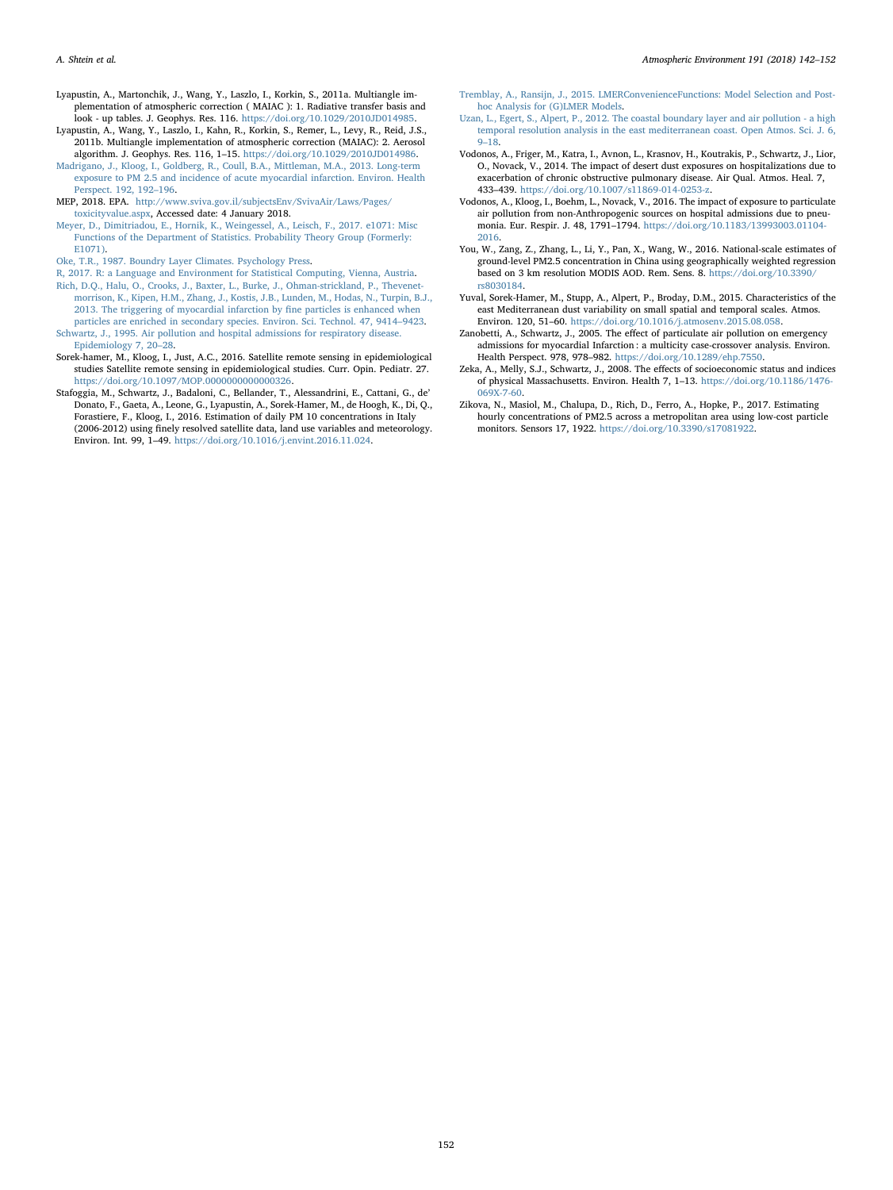Lyapustin, A., Martonchik, J., Wang, Y., Laszlo, I., Korkin, S., 2011a. Multiangle implementation of atmospheric correction ( MAIAC ): 1. Radiative transfer basis and look - up tables. J. Geophys. Res. 116. https://doi.org/10.1029/2010JD014985.

Lyapustin, A., Wang, Y., Laszlo, I., Kahn, R., Korkin, S., Remer, L., Levy, R., Reid, J.S., 2011b. Multiangle implementation of atmospheric correction (MAIAC): 2. Aerosol algorithm. J. Geophys. Res. 116, 1–15. https://doi.org/10.1029/2010JD014986.

Madrigano, J., Kloog, I., Goldberg, R., Coull, B.A., Mittleman, M.A., 2013. Long-term exposure to PM 2.5 and incidence of acute myocardial infarction. Environ. Health Perspect. 192, 192–196.

MEP, 2018. EPA. http://www.sviva.gov.il/subjectsEnv/SvivaAir/Laws/Pages/toxicityvalue.aspx, Accessed date: 4 January 2018.

Meyer, D., Dimitriadou, E., Hornik, K., Weingessel, A., Leisch, F., 2017. e1071: Misc Functions of the Department of Statistics. Probability Theory Group (Formerly: E1071).

Oke, T.R., 1987. Boundry Layer Climates. Psychology Press.

R, 2017. R: a Language and Environment for Statistical Computing, Vienna, Austria.

Rich, D.Q., Halu, O., Crooks, J., Baxter, L., Burke, J., Ohman-strickland, P., Thevenet-morrison, K., Kipen, H.M., Zhang, J., Kostis, J.B., Lunden, M., Hodas, N., Turpin, B.J., 2013. The triggering of myocardial infarction by fine particles is enhanced when particles are enriched in secondary species. Environ. Sci. Technol. 47, 9414–9423.

Schwartz, J., 1995. Air pollution and hospital admissions for respiratory disease. Epidemiology 7, 20–28.

Sorek-hamer, M., Kloog, I., Just, A.C., 2016. Satellite remote sensing in epidemiological studies Satellite remote sensing in epidemiological studies. Curr. Opin. Pediatr. 27. https://doi.org/10.1097/MOP.0000000000000326.

Stafoggia, M., Schwartz, J., Badaloni, C., Bellander, T., Alessandrini, E., Cattani, G., de' Donato, F., Gaeta, A., Leone, G., Lyapustin, A., Sorek-Hamer, M., de Hoogh, K., Di, Q., Forastiere, F., Kloog, I., 2016. Estimation of daily PM 10 concentrations in Italy (2006-2012) using finely resolved satellite data, land use variables and meteorology. Environ. Int. 99, 1–49. https://doi.org/10.1016/j.envint.2016.11.024.

Tremblay, A., Ransijn, J., 2015. LMERConvenienceFunctions: Model Selection and Post-hoc Analysis for (G)LMER Models.

Uzan, L., Egert, S., Alpert, P., 2012. The coastal boundary layer and air pollution - a high temporal resolution analysis in the east mediterranean coast. Open Atmos. Sci. J. 6, 9–18.

Vodonos, A., Friger, M., Katra, I., Avnon, L., Krasnov, H., Koutrakis, P., Schwartz, J., Lior, O., Novack, V., 2014. The impact of desert dust exposures on hospitalizations due to exacerbation of chronic obstructive pulmonary disease. Air Qual. Atmos. Heal. 7, 433–439. https://doi.org/10.1007/s11869-014-0253-z.

Vodonos, A., Kloog, I., Boehm, L., Novack, V., 2016. The impact of exposure to particulate air pollution from non-Anthropogenic sources on hospital admissions due to pneumonia. Eur. Respir. J. 48, 1791–1794. https://doi.org/10.1183/13993003.01104-2016.

You, W., Zang, Z., Zhang, L., Li, Y., Pan, X., Wang, W., 2016. National-scale estimates of ground-level PM2.5 concentration in China using geographically weighted regression based on 3 km resolution MODIS AOD. Rem. Sens. 8. https://doi.org/10.3390/rs8030184.

Yuval, Sorek-Hamer, M., Stupp, A., Alpert, P., Broday, D.M., 2015. Characteristics of the east Mediterranean dust variability on small spatial and temporal scales. Atmos. Environ. 120, 51–60. https://doi.org/10.1016/j.atmosenv.2015.08.058.

Zanobetti, A., Schwartz, J., 2005. The effect of particulate air pollution on emergency admissions for myocardial Infarction : a multicity case-crossover analysis. Environ. Health Perspect. 978, 978–982. https://doi.org/10.1289/ehp.7550.

Zeka, A., Melly, S.J., Schwartz, J., 2008. The effects of socioeconomic status and indices of physical Massachusetts. Environ. Health 7, 1–13. https://doi.org/10.1186/1476-069X-7-60.

Zikova, N., Masiol, M., Chalupa, D., Rich, D., Ferro, A., Hopke, P., 2017. Estimating hourly concentrations of PM2.5 across a metropolitan area using low-cost particle monitors. Sensors 17, 1922. https://doi.org/10.3390/s17081922.